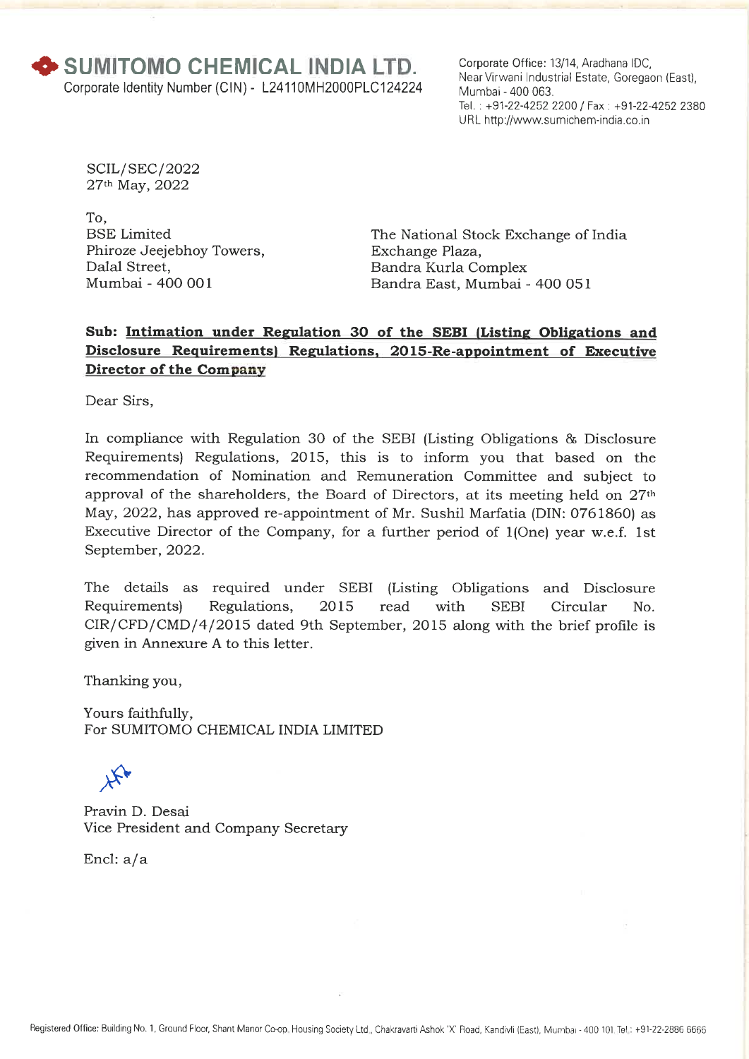# SUMITOMO CHEMICAL INDIA LTD.

Corporate Identity Number (CIN) - L24110MH2000PLC124224

Corporate Office: 13/14, Aradhana IDC,
Near Virwani Industrial Estate, Goregaon (East),
Mumbai - 400 063.
Tel. : +91-22-4252 2200 / Fax : +91-22-4252 2380
URL http://www.sumichem-india.co.in

SCIL/SEC/2022
27th May, 2022

To,

BSE Limited
Phiroze Jeejebhoy Towers,
Dalal Street,
Mumbai - 400 001

The National Stock Exchange of India
Exchange Plaza,
Bandra Kurla Complex
Bandra East, Mumbai - 400 051

**Sub: Intimation under Regulation 30 of the SEBI (Listing Obligations and Disclosure Requirements) Regulations, 2015-Re-appointment of Executive Director of the Company**

Dear Sirs,

In compliance with Regulation 30 of the SEBI (Listing Obligations & Disclosure Requirements) Regulations, 2015, this is to inform you that based on the recommendation of Nomination and Remuneration Committee and subject to approval of the shareholders, the Board of Directors, at its meeting held on 27th May, 2022, has approved re-appointment of Mr. Sushil Marfatia (DIN: 0761860) as Executive Director of the Company, for a further period of 1(One) year w.e.f. 1st September, 2022.

The details as required under SEBI (Listing Obligations and Disclosure Requirements) Regulations, 2015 read with SEBI Circular No. CIR/CFD/CMD/4/2015 dated 9th September, 2015 along with the brief profile is given in Annexure A to this letter.

Thanking you,

Yours faithfully,
For SUMITOMO CHEMICAL INDIA LIMITED

Pravin D. Desai
Vice President and Company Secretary

Encl: a/a

Registered Office: Building No. 1, Ground Floor, Shant Manor Co-op. Housing Society Ltd., Chakravarti Ashok 'X' Road, Kandivli (East), Mumbai - 400 101. Tel.: +91-22-2886 6666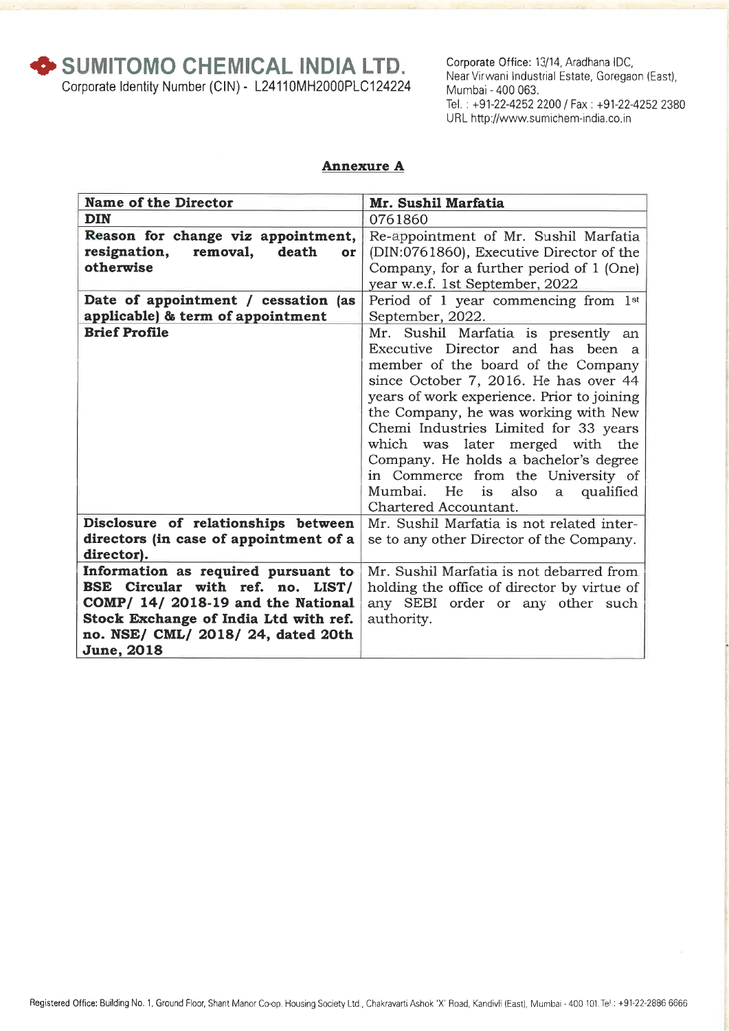SUMITOMO CHEMICAL INDIA LTD.
Corporate Identity Number (CIN) - L24110MH2000PLC124224

Corporate Office: 13/14, Aradhana IDC, Near Virwani Industrial Estate, Goregaon (East), Mumbai - 400 063.
Tel. : +91-22-4252 2200 / Fax : +91-22-4252 2380
URL http://www.sumichem-india.co.in

## Annexure A

| **Name of the Director** | **Mr. Sushil Marfatia** |
|---|---|
| **DIN** | 0761860 |
| **Reason for change viz appointment, resignation, removal, death or otherwise** | Re-appointment of Mr. Sushil Marfatia (DIN:0761860), Executive Director of the Company, for a further period of 1 (One) year w.e.f. 1st September, 2022 |
| **Date of appointment / cessation (as applicable) & term of appointment** | Period of 1 year commencing from 1st September, 2022. |
| **Brief Profile** | Mr. Sushil Marfatia is presently an Executive Director and has been a member of the board of the Company since October 7, 2016. He has over 44 years of work experience. Prior to joining the Company, he was working with New Chemi Industries Limited for 33 years which was later merged with the Company. He holds a bachelor's degree in Commerce from the University of Mumbai. He is also a qualified Chartered Accountant. |
| **Disclosure of relationships between directors (in case of appointment of a director).** | Mr. Sushil Marfatia is not related inter-se to any other Director of the Company. |
| **Information as required pursuant to BSE Circular with ref. no. LIST/ COMP/ 14/ 2018-19 and the National Stock Exchange of India Ltd with ref. no. NSE/ CML/ 2018/ 24, dated 20th June, 2018** | Mr. Sushil Marfatia is not debarred from holding the office of director by virtue of any SEBI order or any other such authority. |

Registered Office: Building No. 1, Ground Floor, Shant Manor Co-op. Housing Society Ltd., Chakravarti Ashok 'X' Road, Kandivli (East), Mumbai - 400 101. Tel.: +91-22-2886 6666